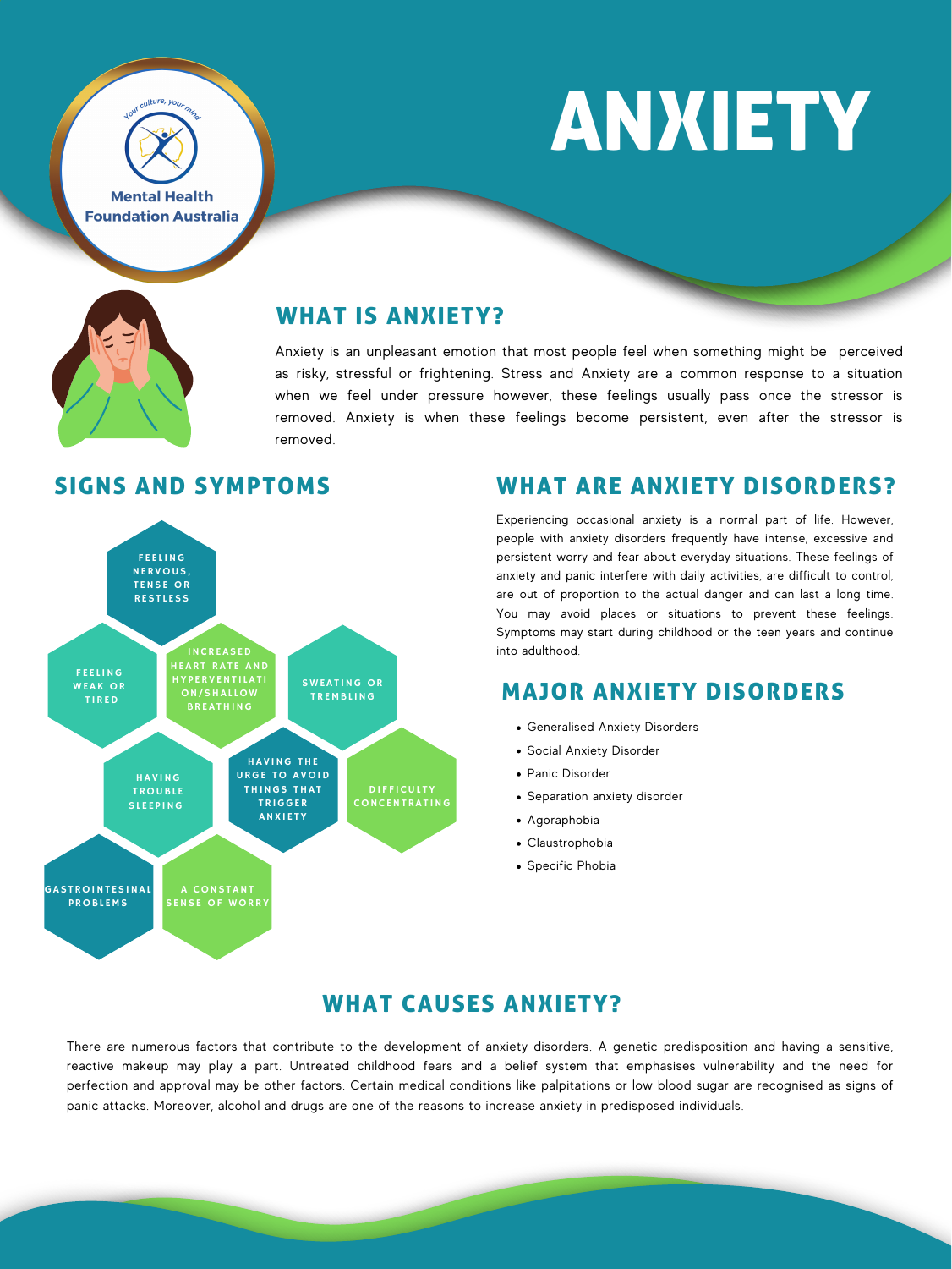# ANXIETY

Mental Health Foundation Australia

*Your culture, your mind*

## WHAT IS ANXIETY?

Anxiety is an unpleasant emotion that most people feel when something might be perceived as risky, stressful or frightening. Stress and Anxiety are a common response to a situation when we feel under pressure however, these feelings usually pass once the stressor is removed. Anxiety is when these feelings become persistent, even after the stressor is removed.

## SIGNS AND SYMPTOMS

- FEELING NERVOUS, TENSE OR RESTLESS
- FEELING WEAK OR TIRED
- INCREASED HEART RATE AND HYPERVENTILATION/SHALLOW BREATHING
- SWEATING OR TREMBLING
- HAVING TROUBLE SLEEPING
- HAVING THE URGE TO AVOID THINGS THAT TRIGGER ANXIETY
- DIFFICULTY CONCENTRATING
- GASTROINTESINAL PROBLEMS
- A CONSTANT SENSE OF WORRY

## WHAT ARE ANXIETY DISORDERS?

Experiencing occasional anxiety is a normal part of life. However, people with anxiety disorders frequently have intense, excessive and persistent worry and fear about everyday situations. These feelings of anxiety and panic interfere with daily activities, are difficult to control, are out of proportion to the actual danger and can last a long time. You may avoid places or situations to prevent these feelings. Symptoms may start during childhood or the teen years and continue into adulthood.

## MAJOR ANXIETY DISORDERS

- Generalised Anxiety Disorders
- Social Anxiety Disorder
- Panic Disorder
- Separation anxiety disorder
- Agoraphobia
- Claustrophobia
- Specific Phobia

## WHAT CAUSES ANXIETY?

There are numerous factors that contribute to the development of anxiety disorders. A genetic predisposition and having a sensitive, reactive makeup may play a part. Untreated childhood fears and a belief system that emphasises vulnerability and the need for perfection and approval may be other factors. Certain medical conditions like palpitations or low blood sugar are recognised as signs of panic attacks. Moreover, alcohol and drugs are one of the reasons to increase anxiety in predisposed individuals.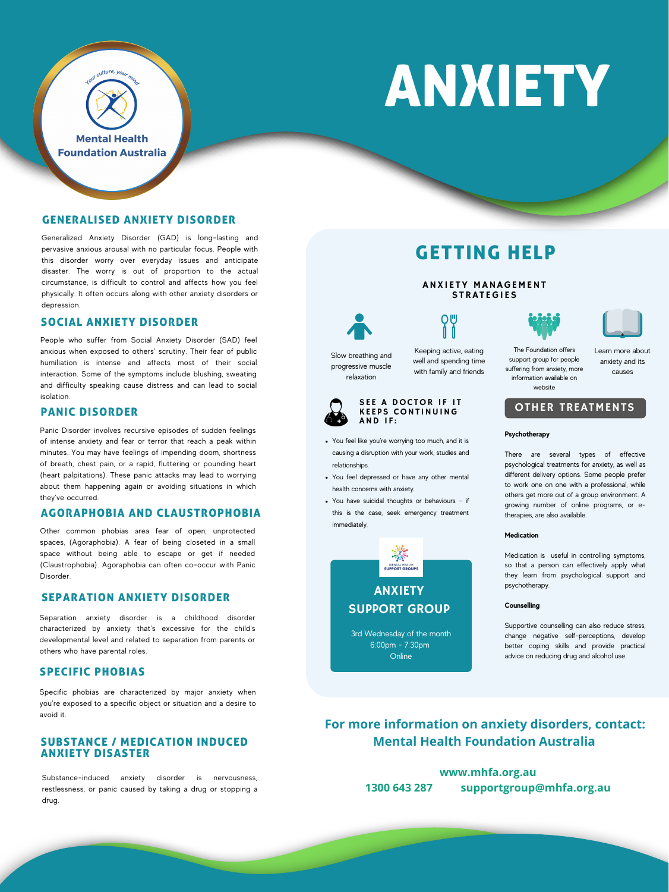# ANXIETY

Your culture, your mind

Mental Health Foundation Australia

## GENERALISED ANXIETY DISORDER

Generalized Anxiety Disorder (GAD) is long-lasting and pervasive anxious arousal with no particular focus. People with this disorder worry over everyday issues and anticipate disaster. The worry is out of proportion to the actual circumstance, is difficult to control and affects how you feel physically. It often occurs along with other anxiety disorders or depression.

## SOCIAL ANXIETY DISORDER

People who suffer from Social Anxiety Disorder (SAD) feel anxious when exposed to others' scrutiny. Their fear of public humiliation is intense and affects most of their social interaction. Some of the symptoms include blushing, sweating and difficulty speaking cause distress and can lead to social isolation.

## PANIC DISORDER

Panic Disorder involves recursive episodes of sudden feelings of intense anxiety and fear or terror that reach a peak within minutes. You may have feelings of impending doom, shortness of breath, chest pain, or a rapid, fluttering or pounding heart (heart palpitations). These panic attacks may lead to worrying about them happening again or avoiding situations in which they've occurred.

## AGORAPHOBIA AND CLAUSTROPHOBIA

Other common phobias area fear of open, unprotected spaces, (Agoraphobia). A fear of being closeted in a small space without being able to escape or get if needed (Claustrophobia). Agoraphobia can often co-occur with Panic Disorder.

## SEPARATION ANXIETY DISORDER

Separation anxiety disorder is a childhood disorder characterized by anxiety that's excessive for the child's developmental level and related to separation from parents or others who have parental roles.

## SPECIFIC PHOBIAS

Specific phobias are characterized by major anxiety when you're exposed to a specific object or situation and a desire to avoid it.

## SUBSTANCE / MEDICATION INDUCED ANXIETY DISASTER

Substance-induced anxiety disorder is nervousness, restlessness, or panic caused by taking a drug or stopping a drug.

## GETTING HELP

### ANXIETY MANAGEMENT STRATEGIES

- Slow breathing and progressive muscle relaxation
- Keeping active, eating well and spending time with family and friends
- The Foundation offers support group for people suffering from anxiety, more information available on website
- Learn more about anxiety and its causes

### SEE A DOCTOR IF IT KEEPS CONTINUING AND IF:

- You feel like you're worrying too much, and it is causing a disruption with your work, studies and relationships.
- You feel depressed or have any other mental health concerns with anxiety.
- You have suicidal thoughts or behaviours – if this is the case, seek emergency treatment immediately.

MENTAL HEALTH SUPPORT GROUPS

### ANXIETY SUPPORT GROUP

3rd Wednesday of the month
6:00pm - 7:30pm
Online

### OTHER TREATMENTS

**Psychotherapy**

There are several types of effective psychological treatments for anxiety, as well as different delivery options. Some people prefer to work one on one with a professional, while others get more out of a group environment. A growing number of online programs, or e-therapies, are also available.

**Medication**

Medication is useful in controlling symptoms, so that a person can effectively apply what they learn from psychological support and psychotherapy.

**Counselling**

Supportive counselling can also reduce stress, change negative self-perceptions, develop better coping skills and provide practical advice on reducing drug and alcohol use.

**For more information on anxiety disorders, contact: Mental Health Foundation Australia**

**www.mhfa.org.au**

**1300 643 287 supportgroup@mhfa.org.au**